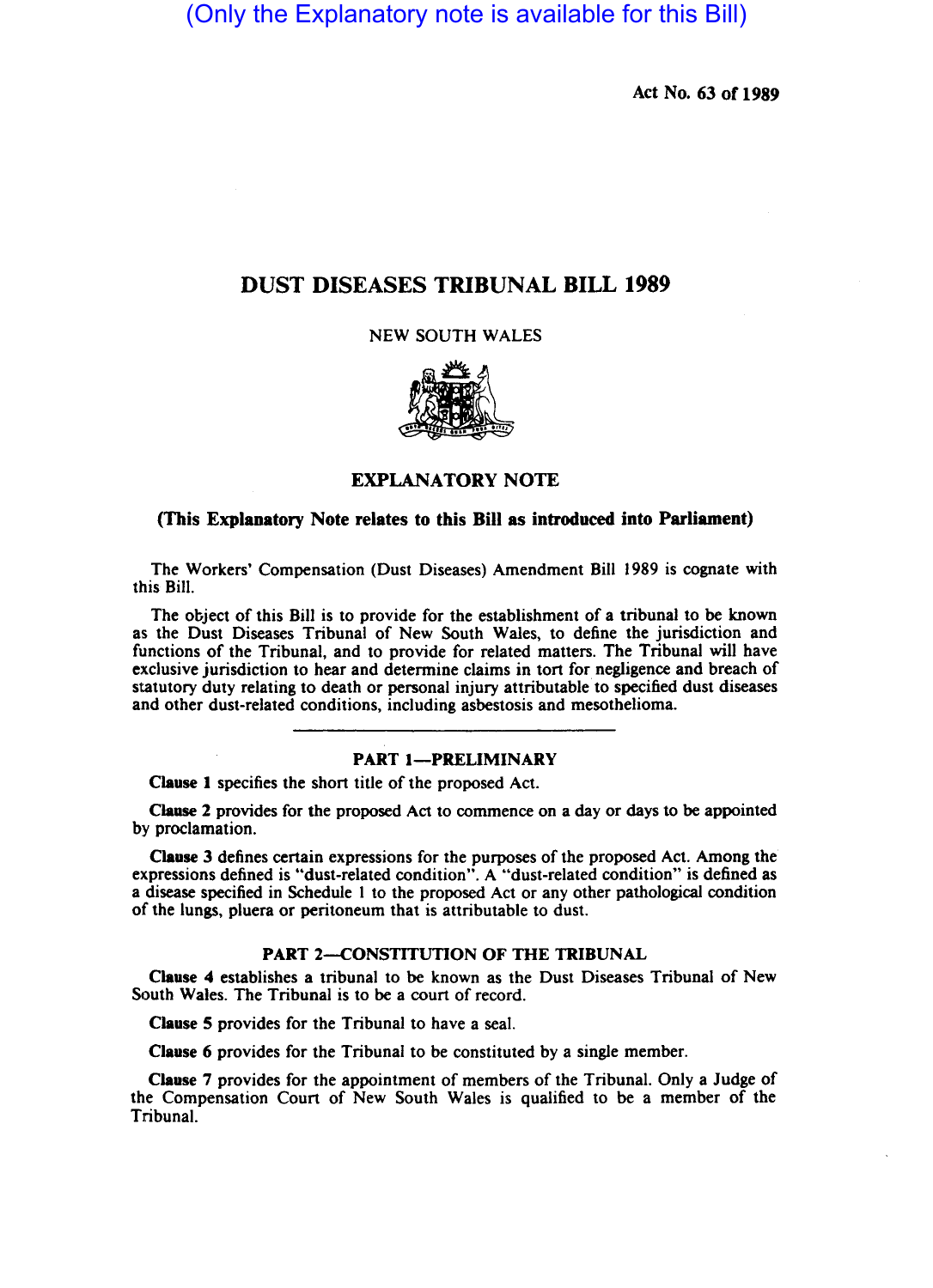(Only the Explanatory note is available for this Bill)

Act No. 63 of 1989

# DUST DISEASES TRIBUNAL BILL 1989

NEW SOUTH WALES

## EXPLANATORY NOTE

**(This Explanatory Note relates to this Bill as introduced into Parliament)**

The Workers' Compensation (Dust Diseases) Amendment Bill 1989 is cognate with this Bill.

The object of this Bill is to provide for the establishment of a tribunal to be known as the Dust Diseases Tribunal of New South Wales, to define the jurisdiction and functions of the Tribunal, and to provide for related matters. The Tribunal will have exclusive jurisdiction to hear and determine claims in tort for negligence and breach of statutory duty relating to death or personal injury attributable to specified dust diseases and other dust-related conditions, including asbestosis and mesothelioma.

### PART 1—PRELIMINARY

**Clause 1** specifies the short title of the proposed Act.

**Clause 2** provides for the proposed Act to commence on a day or days to be appointed by proclamation.

**Clause 3** defines certain expressions for the purposes of the proposed Act. Among the expressions defined is "dust-related condition". A "dust-related condition" is defined as a disease specified in Schedule 1 to the proposed Act or any other pathological condition of the lungs, pluera or peritoneum that is attributable to dust.

### PART 2—CONSTITUTION OF THE TRIBUNAL

**Clause 4** establishes a tribunal to be known as the Dust Diseases Tribunal of New South Wales. The Tribunal is to be a court of record.

**Clause 5** provides for the Tribunal to have a seal.

**Clause 6** provides for the Tribunal to be constituted by a single member.

**Clause 7** provides for the appointment of members of the Tribunal. Only a Judge of the Compensation Court of New South Wales is qualified to be a member of the Tribunal.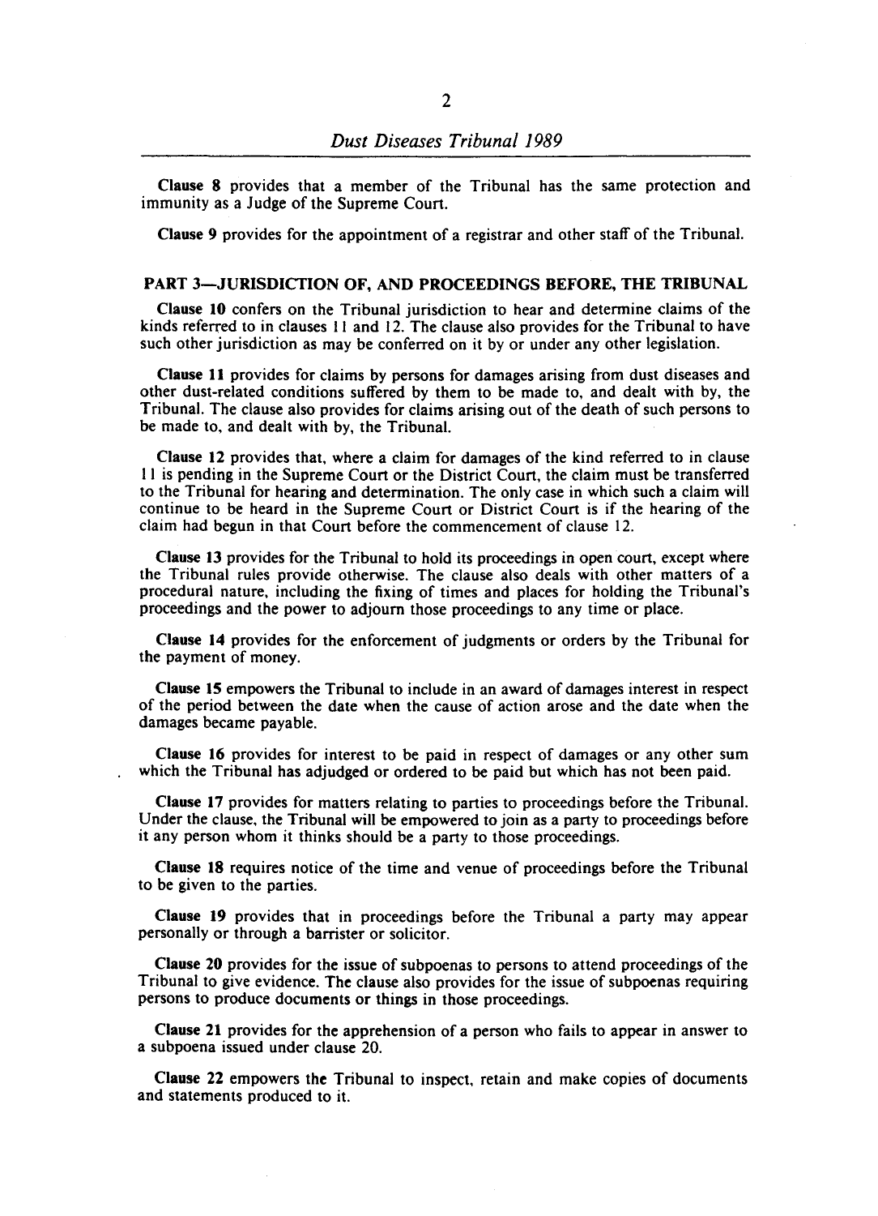**Clause 8** provides that a member of the Tribunal has the same protection and immunity as a Judge of the Supreme Court.

**Clause 9** provides for the appointment of a registrar and other staff of the Tribunal.

## PART 3—JURISDICTION OF, AND PROCEEDINGS BEFORE, THE TRIBUNAL

**Clause 10** confers on the Tribunal jurisdiction to hear and determine claims of the kinds referred to in clauses 11 and 12. The clause also provides for the Tribunal to have such other jurisdiction as may be conferred on it by or under any other legislation.

**Clause 11** provides for claims by persons for damages arising from dust diseases and other dust-related conditions suffered by them to be made to, and dealt with by, the Tribunal. The clause also provides for claims arising out of the death of such persons to be made to, and dealt with by, the Tribunal.

**Clause 12** provides that, where a claim for damages of the kind referred to in clause 11 is pending in the Supreme Court or the District Court, the claim must be transferred to the Tribunal for hearing and determination. The only case in which such a claim will continue to be heard in the Supreme Court or District Court is if the hearing of the claim had begun in that Court before the commencement of clause 12.

**Clause 13** provides for the Tribunal to hold its proceedings in open court, except where the Tribunal rules provide otherwise. The clause also deals with other matters of a procedural nature, including the fixing of times and places for holding the Tribunal's proceedings and the power to adjourn those proceedings to any time or place.

**Clause 14** provides for the enforcement of judgments or orders by the Tribunal for the payment of money.

**Clause 15** empowers the Tribunal to include in an award of damages interest in respect of the period between the date when the cause of action arose and the date when the damages became payable.

**Clause 16** provides for interest to be paid in respect of damages or any other sum which the Tribunal has adjudged or ordered to be paid but which has not been paid.

**Clause 17** provides for matters relating to parties to proceedings before the Tribunal. Under the clause, the Tribunal will be empowered to join as a party to proceedings before it any person whom it thinks should be a party to those proceedings.

**Clause 18** requires notice of the time and venue of proceedings before the Tribunal to be given to the parties.

**Clause 19** provides that in proceedings before the Tribunal a party may appear personally or through a barrister or solicitor.

**Clause 20** provides for the issue of subpoenas to persons to attend proceedings of the Tribunal to give evidence. The clause also provides for the issue of subpoenas requiring persons to produce documents or things in those proceedings.

**Clause 21** provides for the apprehension of a person who fails to appear in answer to a subpoena issued under clause 20.

**Clause 22** empowers the Tribunal to inspect, retain and make copies of documents and statements produced to it.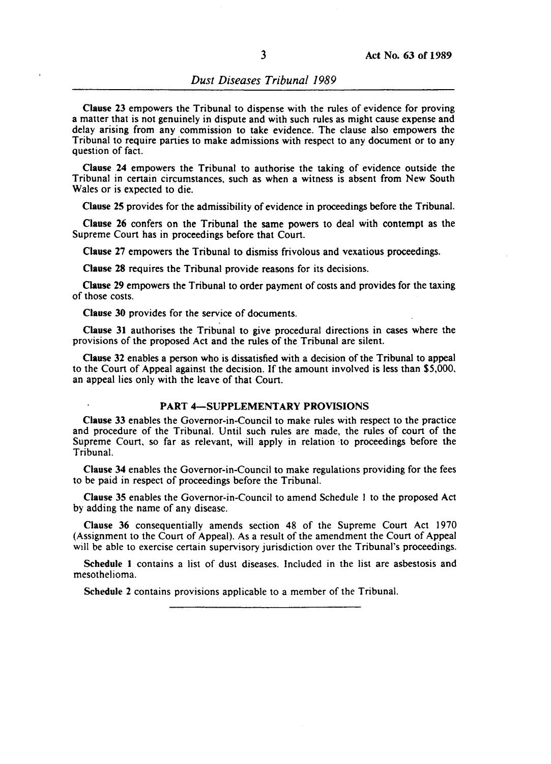**Clause 23** empowers the Tribunal to dispense with the rules of evidence for proving a matter that is not genuinely in dispute and with such rules as might cause expense and delay arising from any commission to take evidence. The clause also empowers the Tribunal to require parties to make admissions with respect to any document or to any question of fact.

**Clause 24** empowers the Tribunal to authorise the taking of evidence outside the Tribunal in certain circumstances, such as when a witness is absent from New South Wales or is expected to die.

**Clause 25** provides for the admissibility of evidence in proceedings before the Tribunal.

**Clause 26** confers on the Tribunal the same powers to deal with contempt as the Supreme Court has in proceedings before that Court.

**Clause 27** empowers the Tribunal to dismiss frivolous and vexatious proceedings.

**Clause 28** requires the Tribunal provide reasons for its decisions.

**Clause 29** empowers the Tribunal to order payment of costs and provides for the taxing of those costs.

**Clause 30** provides for the service of documents.

**Clause 31** authorises the Tribunal to give procedural directions in cases where the provisions of the proposed Act and the rules of the Tribunal are silent.

**Clause 32** enables a person who is dissatisfied with a decision of the Tribunal to appeal to the Court of Appeal against the decision. If the amount involved is less than $5,000, an appeal lies only with the leave of that Court.

## PART 4—SUPPLEMENTARY PROVISIONS

**Clause 33** enables the Governor-in-Council to make rules with respect to the practice and procedure of the Tribunal. Until such rules are made, the rules of court of the Supreme Court, so far as relevant, will apply in relation to proceedings before the Tribunal.

**Clause 34** enables the Governor-in-Council to make regulations providing for the fees to be paid in respect of proceedings before the Tribunal.

**Clause 35** enables the Governor-in-Council to amend Schedule 1 to the proposed Act by adding the name of any disease.

**Clause 36** consequentially amends section 48 of the Supreme Court Act 1970 (Assignment to the Court of Appeal). As a result of the amendment the Court of Appeal will be able to exercise certain supervisory jurisdiction over the Tribunal's proceedings.

**Schedule 1** contains a list of dust diseases. Included in the list are asbestosis and mesothelioma.

**Schedule 2** contains provisions applicable to a member of the Tribunal.